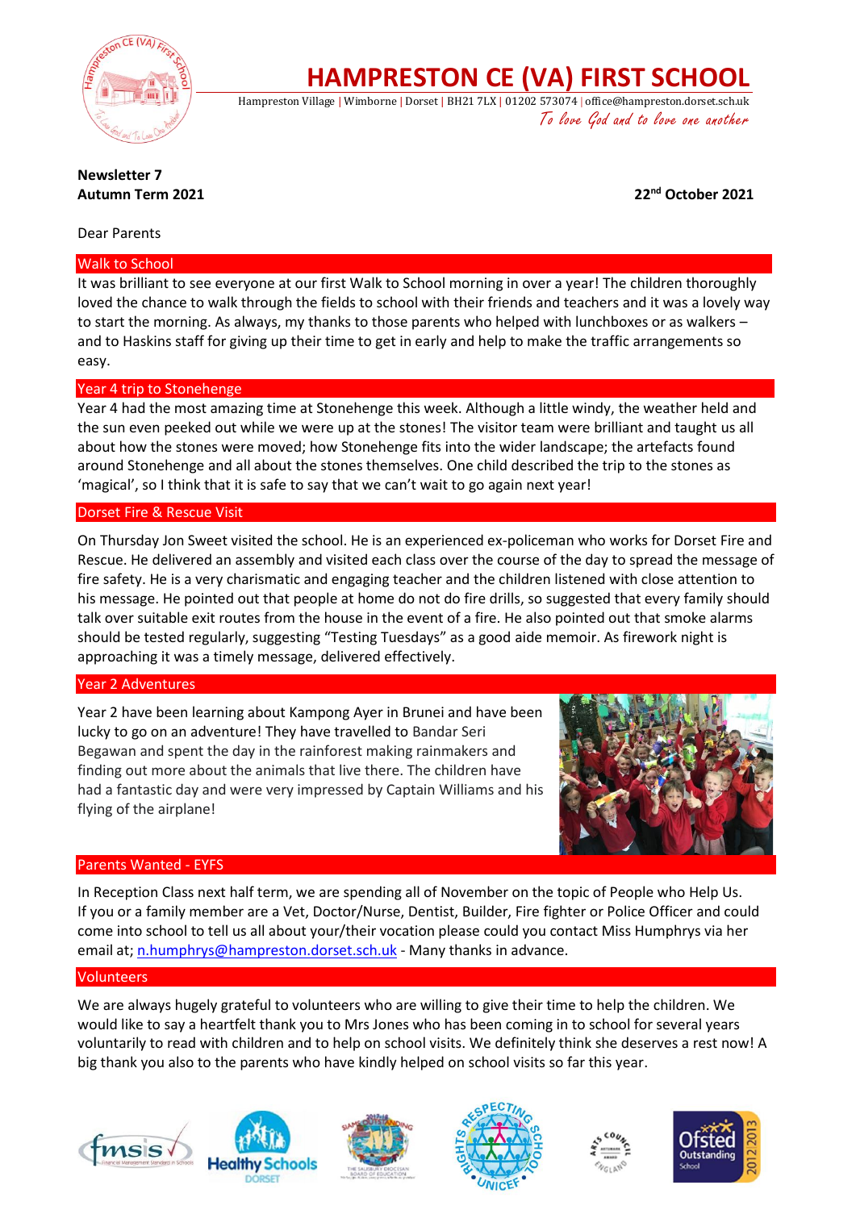# HAMPRESTON CE (VA) FIRST SCHOOL

Hampreston Village | Wimborne | Dorset | BH21 7LX | 01202 573074 | office@hampreston.dorset.sch.uk

*To love God and to love one another*

**Newsletter 7**
**Autumn Term 2021**

**22nd October 2021**

Dear Parents

## Walk to School

It was brilliant to see everyone at our first Walk to School morning in over a year! The children thoroughly loved the chance to walk through the fields to school with their friends and teachers and it was a lovely way to start the morning. As always, my thanks to those parents who helped with lunchboxes or as walkers – and to Haskins staff for giving up their time to get in early and help to make the traffic arrangements so easy.

## Year 4 trip to Stonehenge

Year 4 had the most amazing time at Stonehenge this week. Although a little windy, the weather held and the sun even peeked out while we were up at the stones! The visitor team were brilliant and taught us all about how the stones were moved; how Stonehenge fits into the wider landscape; the artefacts found around Stonehenge and all about the stones themselves. One child described the trip to the stones as 'magical', so I think that it is safe to say that we can't wait to go again next year!

## Dorset Fire & Rescue Visit

On Thursday Jon Sweet visited the school. He is an experienced ex-policeman who works for Dorset Fire and Rescue. He delivered an assembly and visited each class over the course of the day to spread the message of fire safety. He is a very charismatic and engaging teacher and the children listened with close attention to his message. He pointed out that people at home do not do fire drills, so suggested that every family should talk over suitable exit routes from the house in the event of a fire. He also pointed out that smoke alarms should be tested regularly, suggesting "Testing Tuesdays" as a good aide memoir. As firework night is approaching it was a timely message, delivered effectively.

## Year 2 Adventures

Year 2 have been learning about Kampong Ayer in Brunei and have been lucky to go on an adventure! They have travelled to Bandar Seri Begawan and spent the day in the rainforest making rainmakers and finding out more about the animals that live there. The children have had a fantastic day and were very impressed by Captain Williams and his flying of the airplane!

## Parents Wanted - EYFS

In Reception Class next half term, we are spending all of November on the topic of People who Help Us. If you or a family member are a Vet, Doctor/Nurse, Dentist, Builder, Fire fighter or Police Officer and could come into school to tell us all about your/their vocation please could you contact Miss Humphrys via her email at; n.humphrys@hampreston.dorset.sch.uk - Many thanks in advance.

## Volunteers

We are always hugely grateful to volunteers who are willing to give their time to help the children. We would like to say a heartfelt thank you to Mrs Jones who has been coming in to school for several years voluntarily to read with children and to help on school visits. We definitely think she deserves a rest now! A big thank you also to the parents who have kindly helped on school visits so far this year.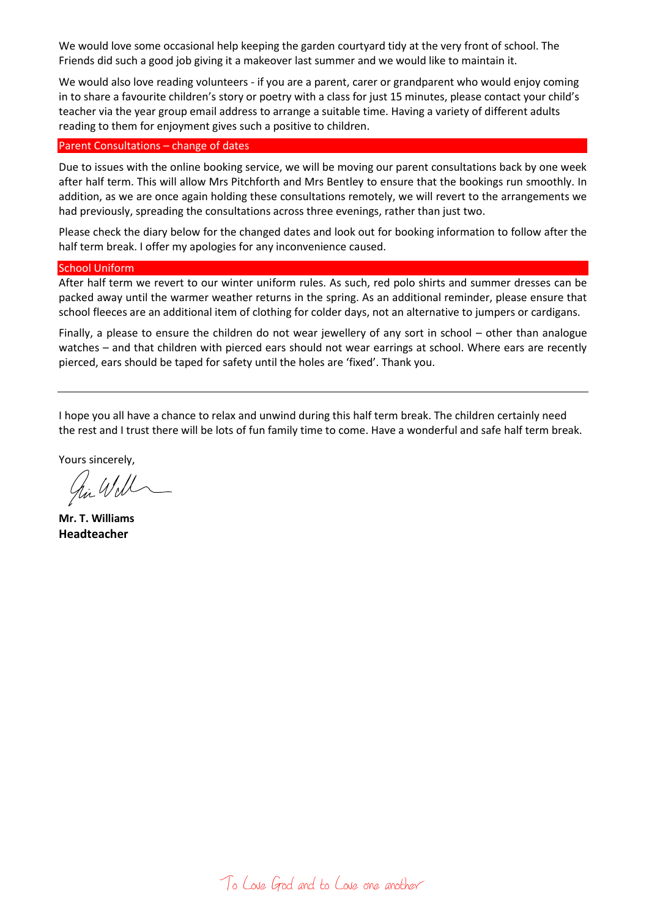We would love some occasional help keeping the garden courtyard tidy at the very front of school. The Friends did such a good job giving it a makeover last summer and we would like to maintain it.

We would also love reading volunteers - if you are a parent, carer or grandparent who would enjoy coming in to share a favourite children's story or poetry with a class for just 15 minutes, please contact your child's teacher via the year group email address to arrange a suitable time. Having a variety of different adults reading to them for enjoyment gives such a positive to children.

## Parent Consultations – change of dates

Due to issues with the online booking service, we will be moving our parent consultations back by one week after half term. This will allow Mrs Pitchforth and Mrs Bentley to ensure that the bookings run smoothly. In addition, as we are once again holding these consultations remotely, we will revert to the arrangements we had previously, spreading the consultations across three evenings, rather than just two.

Please check the diary below for the changed dates and look out for booking information to follow after the half term break. I offer my apologies for any inconvenience caused.

## School Uniform

After half term we revert to our winter uniform rules. As such, red polo shirts and summer dresses can be packed away until the warmer weather returns in the spring. As an additional reminder, please ensure that school fleeces are an additional item of clothing for colder days, not an alternative to jumpers or cardigans.

Finally, a please to ensure the children do not wear jewellery of any sort in school – other than analogue watches – and that children with pierced ears should not wear earrings at school. Where ears are recently pierced, ears should be taped for safety until the holes are 'fixed'. Thank you.

---

I hope you all have a chance to relax and unwind during this half term break. The children certainly need the rest and I trust there will be lots of fun family time to come. Have a wonderful and safe half term break.

Yours sincerely,

**Mr. T. Williams**
**Headteacher**

To Love God and to Love one another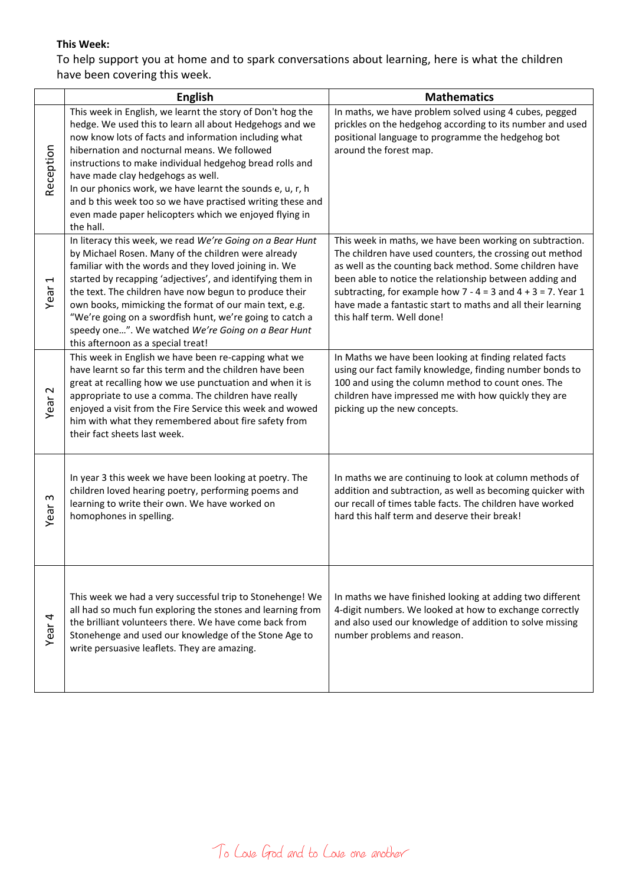**This Week:**

To help support you at home and to spark conversations about learning, here is what the children have been covering this week.

| | English | Mathematics |
|---|---|---|
| Reception | This week in English, we learnt the story of Don't hog the hedge. We used this to learn all about Hedgehogs and we now know lots of facts and information including what hibernation and nocturnal means. We followed instructions to make individual hedgehog bread rolls and have made clay hedgehogs as well.<br>In our phonics work, we have learnt the sounds e, u, r, h and b this week too so we have practised writing these and even made paper helicopters which we enjoyed flying in the hall. | In maths, we have problem solved using 4 cubes, pegged prickles on the hedgehog according to its number and used positional language to programme the hedgehog bot around the forest map. |
| Year 1 | In literacy this week, we read *We're Going on a Bear Hunt* by Michael Rosen. Many of the children were already familiar with the words and they loved joining in. We started by recapping 'adjectives', and identifying them in the text. The children have now begun to produce their own books, mimicking the format of our main text, e.g. "We're going on a swordfish hunt, we're going to catch a speedy one…". We watched *We're Going on a Bear Hunt* this afternoon as a special treat! | This week in maths, we have been working on subtraction. The children have used counters, the crossing out method as well as the counting back method. Some children have been able to notice the relationship between adding and subtracting, for example how 7 - 4 = 3 and 4 + 3 = 7. Year 1 have made a fantastic start to maths and all their learning this half term. Well done! |
| Year 2 | This week in English we have been re-capping what we have learnt so far this term and the children have been great at recalling how we use punctuation and when it is appropriate to use a comma. The children have really enjoyed a visit from the Fire Service this week and wowed him with what they remembered about fire safety from their fact sheets last week. | In Maths we have been looking at finding related facts using our fact family knowledge, finding number bonds to 100 and using the column method to count ones. The children have impressed me with how quickly they are picking up the new concepts. |
| Year 3 | In year 3 this week we have been looking at poetry. The children loved hearing poetry, performing poems and learning to write their own. We have worked on homophones in spelling. | In maths we are continuing to look at column methods of addition and subtraction, as well as becoming quicker with our recall of times table facts. The children have worked hard this half term and deserve their break! |
| Year 4 | This week we had a very successful trip to Stonehenge! We all had so much fun exploring the stones and learning from the brilliant volunteers there. We have come back from Stonehenge and used our knowledge of the Stone Age to write persuasive leaflets. They are amazing. | In maths we have finished looking at adding two different 4-digit numbers. We looked at how to exchange correctly and also used our knowledge of addition to solve missing number problems and reason. |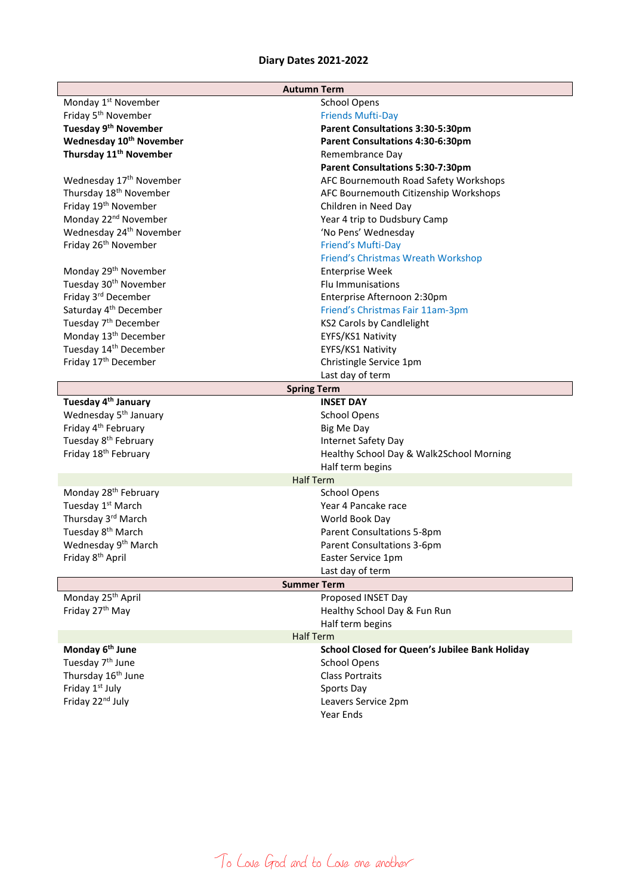**Diary Dates 2021-2022**

| | |
|---|---|
| **Autumn Term** | |
| Monday 1st November | School Opens |
| Friday 5th November | Friends Mufti-Day |
| **Tuesday 9th November** | **Parent Consultations 3:30-5:30pm** |
| **Wednesday 10th November** | **Parent Consultations 4:30-6:30pm** |
| **Thursday 11th November** | Remembrance Day |
| | **Parent Consultations 5:30-7:30pm** |
| Wednesday 17th November | AFC Bournemouth Road Safety Workshops |
| Thursday 18th November | AFC Bournemouth Citizenship Workshops |
| Friday 19th November | Children in Need Day |
| Monday 22nd November | Year 4 trip to Dudsbury Camp |
| Wednesday 24th November | 'No Pens' Wednesday |
| Friday 26th November | Friend's Mufti-Day |
| | Friend's Christmas Wreath Workshop |
| Monday 29th November | Enterprise Week |
| Tuesday 30th November | Flu Immunisations |
| Friday 3rd December | Enterprise Afternoon 2:30pm |
| Saturday 4th December | Friend's Christmas Fair 11am-3pm |
| Tuesday 7th December | KS2 Carols by Candlelight |
| Monday 13th December | EYFS/KS1 Nativity |
| Tuesday 14th December | EYFS/KS1 Nativity |
| Friday 17th December | Christingle Service 1pm |
| | Last day of term |
| **Spring Term** | |
| **Tuesday 4th January** | **INSET DAY** |
| Wednesday 5th January | School Opens |
| Friday 4th February | Big Me Day |
| Tuesday 8th February | Internet Safety Day |
| Friday 18th February | Healthy School Day & Walk2School Morning |
| | Half term begins |
| Half Term | |
| Monday 28th February | School Opens |
| Tuesday 1st March | Year 4 Pancake race |
| Thursday 3rd March | World Book Day |
| Tuesday 8th March | Parent Consultations 5-8pm |
| Wednesday 9th March | Parent Consultations 3-6pm |
| Friday 8th April | Easter Service 1pm |
| | Last day of term |
| **Summer Term** | |
| Monday 25th April | Proposed INSET Day |
| Friday 27th May | Healthy School Day & Fun Run |
| | Half term begins |
| Half Term | |
| **Monday 6th June** | **School Closed for Queen's Jubilee Bank Holiday** |
| Tuesday 7th June | School Opens |
| Thursday 16th June | Class Portraits |
| Friday 1st July | Sports Day |
| Friday 22nd July | Leavers Service 2pm |
| | Year Ends |

To Love God and to Love one another